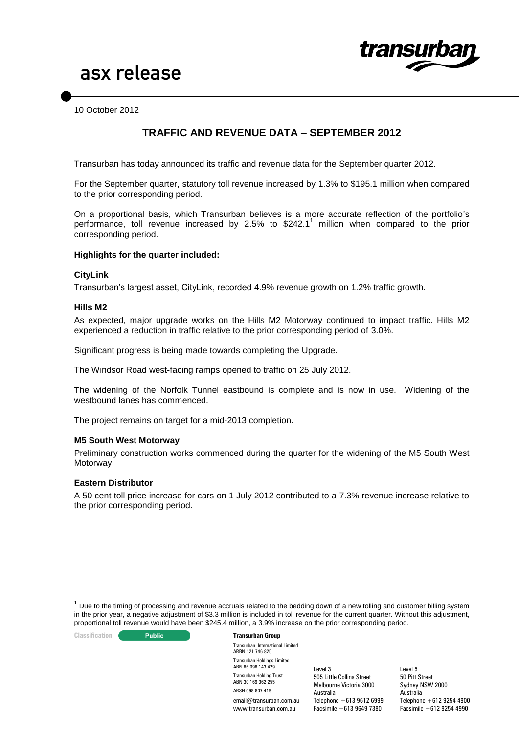# asx release

10 October 2012

## TRAFFIC AND REVENUE DATA – SEPTEMBER 2012

Transurban has today announced its traffic and revenue data for the September quarter 2012.

For the September quarter, statutory toll revenue increased by 1.3% to $195.1 million when compared to the prior corresponding period.

On a proportional basis, which Transurban believes is a more accurate reflection of the portfolio's performance, toll revenue increased by 2.5% to $242.1[1] million when compared to the prior corresponding period.

**Highlights for the quarter included:**

**CityLink**

Transurban's largest asset, CityLink, recorded 4.9% revenue growth on 1.2% traffic growth.

**Hills M2**

As expected, major upgrade works on the Hills M2 Motorway continued to impact traffic. Hills M2 experienced a reduction in traffic relative to the prior corresponding period of 3.0%.

Significant progress is being made towards completing the Upgrade.

The Windsor Road west-facing ramps opened to traffic on 25 July 2012.

The widening of the Norfolk Tunnel eastbound is complete and is now in use. Widening of the westbound lanes has commenced.

The project remains on target for a mid-2013 completion.

**M5 South West Motorway**

Preliminary construction works commenced during the quarter for the widening of the M5 South West Motorway.

**Eastern Distributor**

A 50 cent toll price increase for cars on 1 July 2012 contributed to a 7.3% revenue increase relative to the prior corresponding period.

[1] Due to the timing of processing and revenue accruals related to the bedding down of a new tolling and customer billing system in the prior year, a negative adjustment of $3.3 million is included in toll revenue for the current quarter. Without this adjustment, proportional toll revenue would have been $245.4 million, a 3.9% increase on the prior corresponding period.

Classification: Public

**Transurban Group**

Transurban International Limited
ARBN 121 746 825
Transurban Holdings Limited
ABN 86 098 143 429
Transurban Holding Trust
ABN 30 169 362 255
ARSN 098 807 419
email@transurban.com.au
www.transurban.com.au

Level 3
505 Little Collins Street
Melbourne Victoria 3000
Australia
Telephone +613 9612 6999
Facsimile +613 9649 7380

Level 5
50 Pitt Street
Sydney NSW 2000
Australia
Telephone +612 9254 4900
Facsimile +612 9254 4990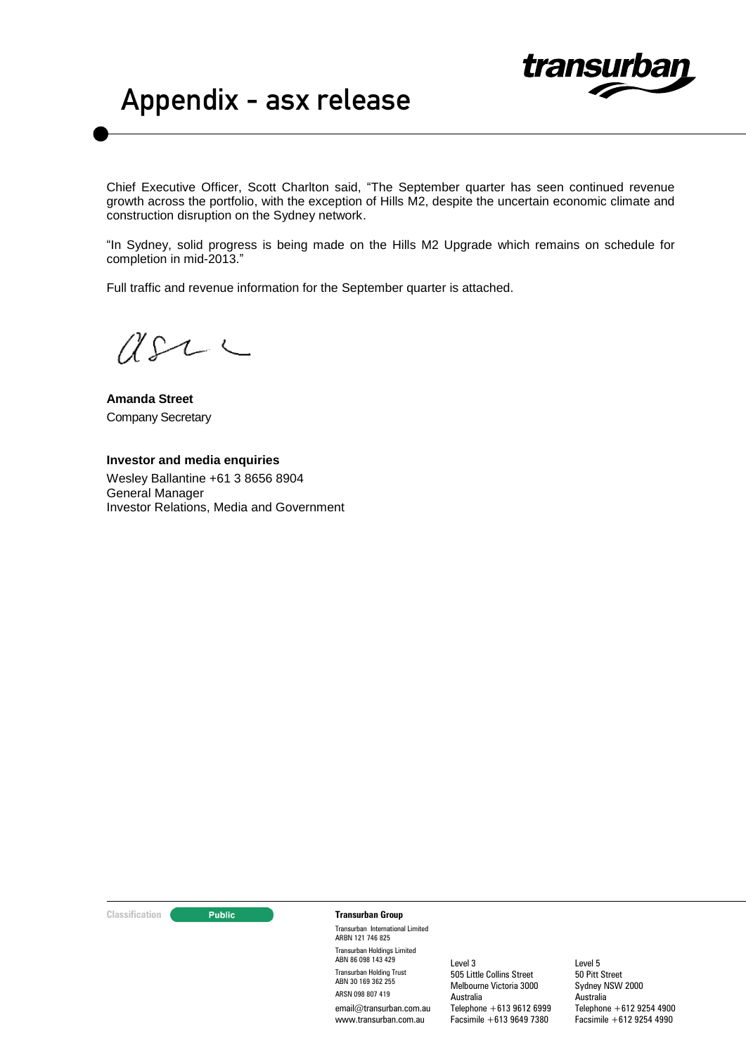Chief Executive Officer, Scott Charlton said, "The September quarter has seen continued revenue growth across the portfolio, with the exception of Hills M2, despite the uncertain economic climate and construction disruption on the Sydney network.

"In Sydney, solid progress is being made on the Hills M2 Upgrade which remains on schedule for completion in mid-2013."

Full traffic and revenue information for the September quarter is attached.

**Amanda Street**
Company Secretary

**Investor and media enquiries**
Wesley Ballantine +61 3 8656 8904
General Manager
Investor Relations, Media and Government

Classification: Public

**Transurban Group**

Transurban International Limited
ARBN 121 746 825

Transurban Holdings Limited
ABN 86 098 143 429

Transurban Holding Trust
ABN 30 169 362 255
ARSN 098 807 419

email@transurban.com.au
www.transurban.com.au

Level 3
505 Little Collins Street
Melbourne Victoria 3000
Australia
Telephone +613 9612 6999
Facsimile +613 9649 7380

Level 5
50 Pitt Street
Sydney NSW 2000
Australia
Telephone +612 9254 4900
Facsimile +612 9254 4990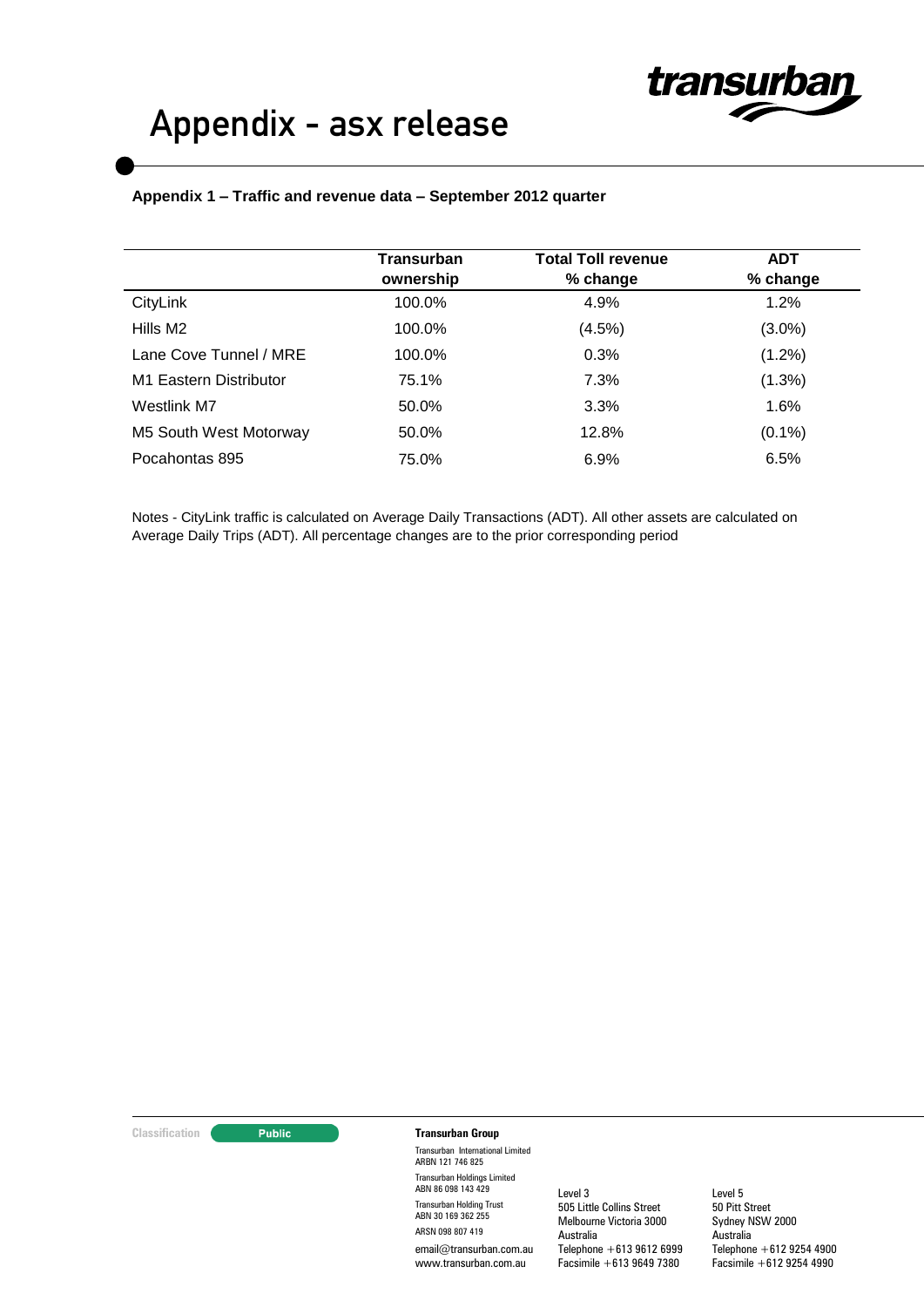# Appendix - asx release

**Appendix 1 – Traffic and revenue data – September 2012 quarter**

| | Transurban ownership | Total Toll revenue % change | ADT % change |
|---|---|---|---|
| CityLink | 100.0% | 4.9% | 1.2% |
| Hills M2 | 100.0% | (4.5%) | (3.0%) |
| Lane Cove Tunnel / MRE | 100.0% | 0.3% | (1.2%) |
| M1 Eastern Distributor | 75.1% | 7.3% | (1.3%) |
| Westlink M7 | 50.0% | 3.3% | 1.6% |
| M5 South West Motorway | 50.0% | 12.8% | (0.1%) |
| Pocahontas 895 | 75.0% | 6.9% | 6.5% |

Notes - CityLink traffic is calculated on Average Daily Transactions (ADT). All other assets are calculated on Average Daily Trips (ADT). All percentage changes are to the prior corresponding period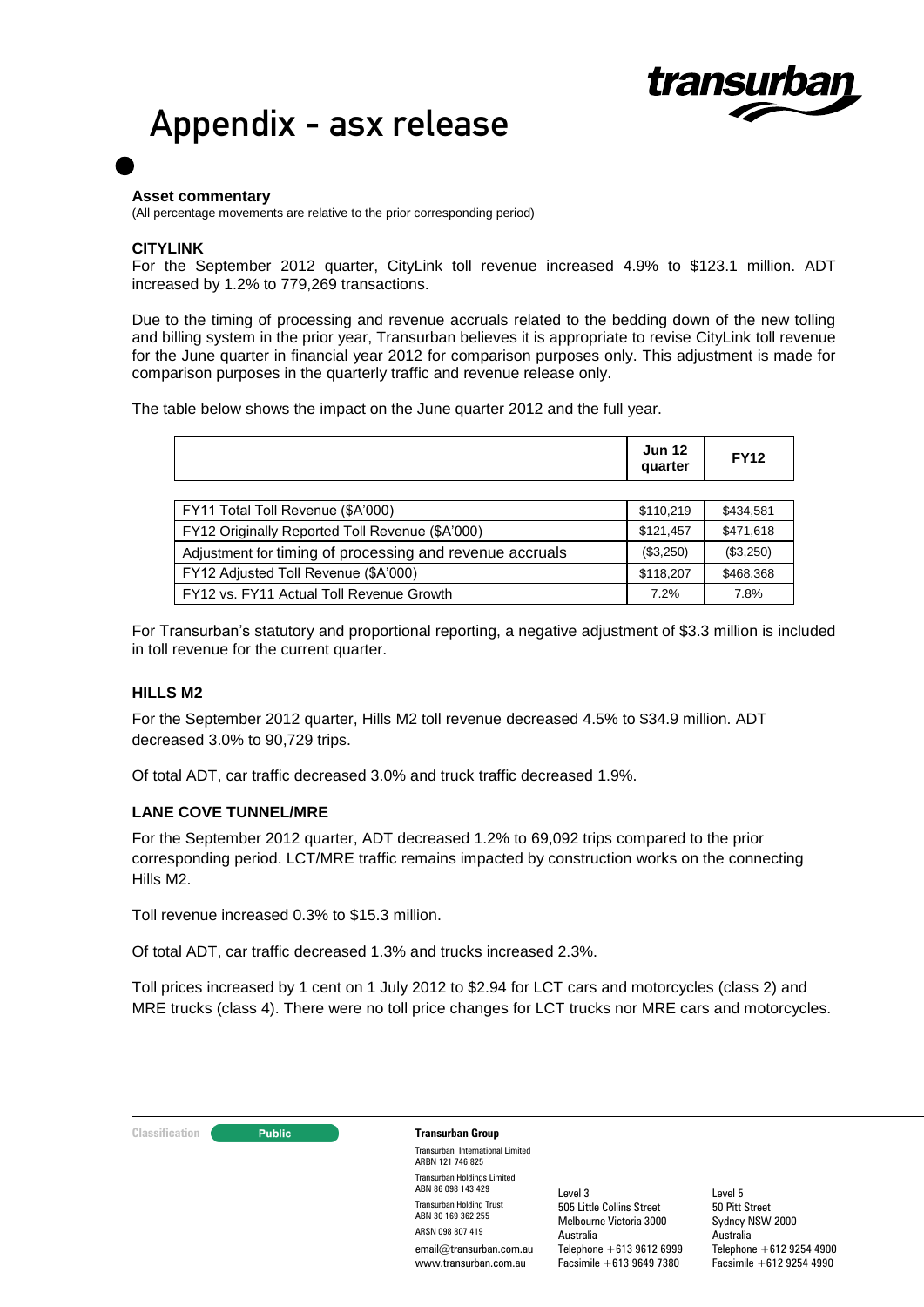# Appendix - asx release

**Asset commentary**
(All percentage movements are relative to the prior corresponding period)

**CITYLINK**

For the September 2012 quarter, CityLink toll revenue increased 4.9% to $123.1 million. ADT increased by 1.2% to 779,269 transactions.

Due to the timing of processing and revenue accruals related to the bedding down of the new tolling and billing system in the prior year, Transurban believes it is appropriate to revise CityLink toll revenue for the June quarter in financial year 2012 for comparison purposes only. This adjustment is made for comparison purposes in the quarterly traffic and revenue release only.

The table below shows the impact on the June quarter 2012 and the full year.

| | Jun 12 quarter | FY12 |
|---|---|---|
| FY11 Total Toll Revenue ($A'000) | $110,219 | $434,581 |
| FY12 Originally Reported Toll Revenue ($A'000) | $121,457 | $471,618 |
| Adjustment for timing of processing and revenue accruals | ($3,250) | ($3,250) |
| FY12 Adjusted Toll Revenue ($A'000) | $118,207 | $468,368 |
| FY12 vs. FY11 Actual Toll Revenue Growth | 7.2% | 7.8% |

For Transurban's statutory and proportional reporting, a negative adjustment of $3.3 million is included in toll revenue for the current quarter.

**HILLS M2**

For the September 2012 quarter, Hills M2 toll revenue decreased 4.5% to $34.9 million. ADT decreased 3.0% to 90,729 trips.

Of total ADT, car traffic decreased 3.0% and truck traffic decreased 1.9%.

**LANE COVE TUNNEL/MRE**

For the September 2012 quarter, ADT decreased 1.2% to 69,092 trips compared to the prior corresponding period. LCT/MRE traffic remains impacted by construction works on the connecting Hills M2.

Toll revenue increased 0.3% to $15.3 million.

Of total ADT, car traffic decreased 1.3% and trucks increased 2.3%.

Toll prices increased by 1 cent on 1 July 2012 to $2.94 for LCT cars and motorcycles (class 2) and MRE trucks (class 4). There were no toll price changes for LCT trucks nor MRE cars and motorcycles.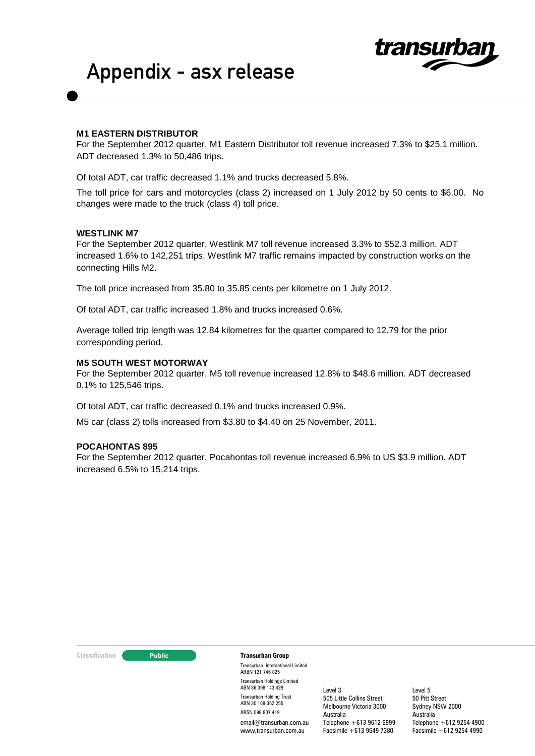## M1 EASTERN DISTRIBUTOR

For the September 2012 quarter, M1 Eastern Distributor toll revenue increased 7.3% to $25.1 million. ADT decreased 1.3% to 50,486 trips.

Of total ADT, car traffic decreased 1.1% and trucks decreased 5.8%.

The toll price for cars and motorcycles (class 2) increased on 1 July 2012 by 50 cents to $6.00. No changes were made to the truck (class 4) toll price.

## WESTLINK M7

For the September 2012 quarter, Westlink M7 toll revenue increased 3.3% to $52.3 million. ADT increased 1.6% to 142,251 trips. Westlink M7 traffic remains impacted by construction works on the connecting Hills M2.

The toll price increased from 35.80 to 35.85 cents per kilometre on 1 July 2012.

Of total ADT, car traffic increased 1.8% and trucks increased 0.6%.

Average tolled trip length was 12.84 kilometres for the quarter compared to 12.79 for the prior corresponding period.

## M5 SOUTH WEST MOTORWAY

For the September 2012 quarter, M5 toll revenue increased 12.8% to $48.6 million. ADT decreased 0.1% to 125,546 trips.

Of total ADT, car traffic decreased 0.1% and trucks increased 0.9%.

M5 car (class 2) tolls increased from $3.80 to $4.40 on 25 November, 2011.

## POCAHONTAS 895

For the September 2012 quarter, Pocahontas toll revenue increased 6.9% to US $3.9 million. ADT increased 6.5% to 15,214 trips.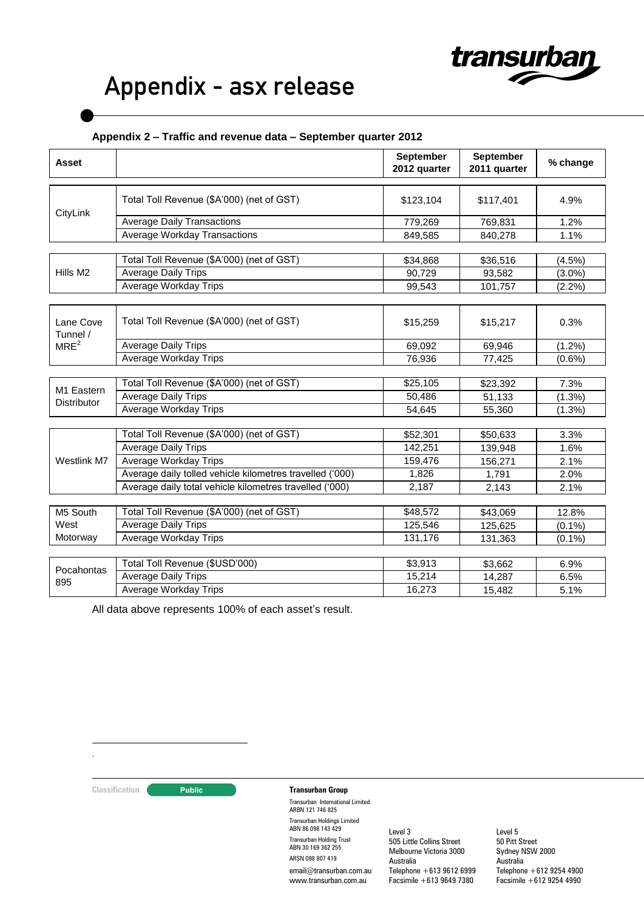# Appendix - asx release

**Appendix 2 – Traffic and revenue data – September quarter 2012**

| Asset | | September 2012 quarter | September 2011 quarter | % change |
|---|---|---|---|---|
| CityLink | Total Toll Revenue ($A'000) (net of GST) | $123,104 | $117,401 | 4.9% |
| | Average Daily Transactions | 779,269 | 769,831 | 1.2% |
| | Average Workday Transactions | 849,585 | 840,278 | 1.1% |
| Hills M2 | Total Toll Revenue ($A'000) (net of GST) | $34,868 | $36,516 | (4.5%) |
| | Average Daily Trips | 90,729 | 93,582 | (3.0%) |
| | Average Workday Trips | 99,543 | 101,757 | (2.2%) |
| Lane Cove Tunnel / MRE[2] | Total Toll Revenue ($A'000) (net of GST) | $15,259 | $15,217 | 0.3% |
| | Average Daily Trips | 69,092 | 69,946 | (1.2%) |
| | Average Workday Trips | 76,936 | 77,425 | (0.6%) |
| M1 Eastern Distributor | Total Toll Revenue ($A'000) (net of GST) | $25,105 | $23,392 | 7.3% |
| | Average Daily Trips | 50,486 | 51,133 | (1.3%) |
| | Average Workday Trips | 54,645 | 55,360 | (1.3%) |
| Westlink M7 | Total Toll Revenue ($A'000) (net of GST) | $52,301 | $50,633 | 3.3% |
| | Average Daily Trips | 142,251 | 139,948 | 1.6% |
| | Average Workday Trips | 159,476 | 156,271 | 2.1% |
| | Average daily tolled vehicle kilometres travelled ('000) | 1,826 | 1,791 | 2.0% |
| | Average daily total vehicle kilometres travelled ('000) | 2,187 | 2,143 | 2.1% |
| M5 South West Motorway | Total Toll Revenue ($A'000) (net of GST) | $48,572 | $43,069 | 12.8% |
| | Average Daily Trips | 125,546 | 125,625 | (0.1%) |
| | Average Workday Trips | 131,176 | 131,363 | (0.1%) |
| Pocahontas 895 | Total Toll Revenue ($USD'000) | $3,913 | $3,662 | 6.9% |
| | Average Daily Trips | 15,214 | 14,287 | 6.5% |
| | Average Workday Trips | 16,273 | 15,482 | 5.1% |

All data above represents 100% of each asset's result.

.

Classification: Public

**Transurban Group**

Transurban International Limited
ARBN 121 746 825

Transurban Holdings Limited
ABN 86 098 143 429

Transurban Holding Trust
ABN 30 169 362 255
ARSN 098 807 419

email@transurban.com.au
www.transurban.com.au

Level 3
505 Little Collins Street
Melbourne Victoria 3000
Australia
Telephone +613 9612 6999
Facsimile +613 9649 7380

Level 5
50 Pitt Street
Sydney NSW 2000
Australia
Telephone +612 9254 4900
Facsimile +612 9254 4990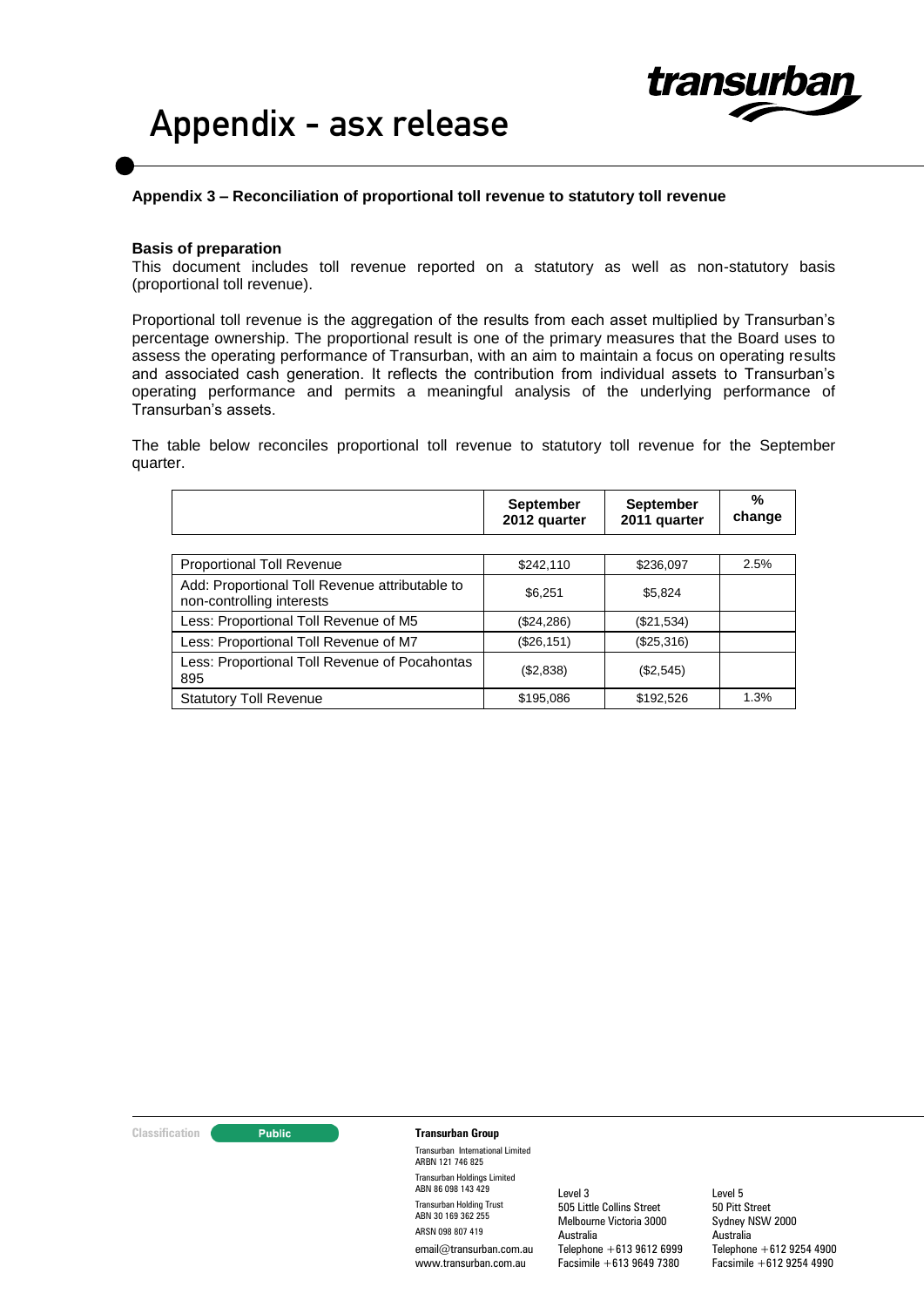# Appendix - asx release

**Appendix 3 – Reconciliation of proportional toll revenue to statutory toll revenue**

**Basis of preparation**

This document includes toll revenue reported on a statutory as well as non-statutory basis (proportional toll revenue).

Proportional toll revenue is the aggregation of the results from each asset multiplied by Transurban's percentage ownership. The proportional result is one of the primary measures that the Board uses to assess the operating performance of Transurban, with an aim to maintain a focus on operating results and associated cash generation. It reflects the contribution from individual assets to Transurban's operating performance and permits a meaningful analysis of the underlying performance of Transurban's assets.

The table below reconciles proportional toll revenue to statutory toll revenue for the September quarter.

| | September 2012 quarter | September 2011 quarter | % change |
|---|---|---|---|
| Proportional Toll Revenue | $242,110 | $236,097 | 2.5% |
| Add: Proportional Toll Revenue attributable to non-controlling interests | $6,251 | $5,824 | |
| Less: Proportional Toll Revenue of M5 | ($24,286) | ($21,534) | |
| Less: Proportional Toll Revenue of M7 | ($26,151) | ($25,316) | |
| Less: Proportional Toll Revenue of Pocahontas 895 | ($2,838) | ($2,545) | |
| Statutory Toll Revenue | $195,086 | $192,526 | 1.3% |

Classification: Public

**Transurban Group**

Transurban International Limited
ARBN 121 746 825

Transurban Holdings Limited
ABN 86 098 143 429

Transurban Holding Trust
ABN 30 169 362 255
ARSN 098 807 419

email@transurban.com.au
www.transurban.com.au

Level 3
505 Little Collins Street
Melbourne Victoria 3000
Australia
Telephone +613 9612 6999
Facsimile +613 9649 7380

Level 5
50 Pitt Street
Sydney NSW 2000
Australia
Telephone +612 9254 4900
Facsimile +612 9254 4990